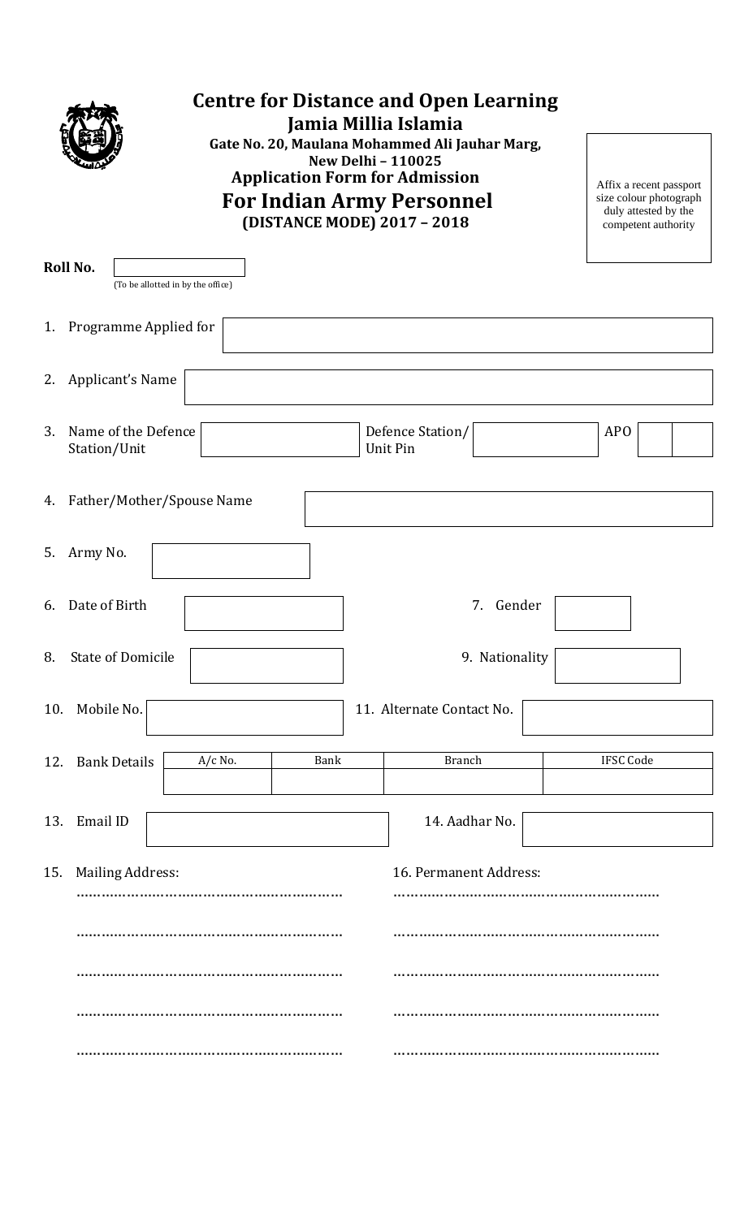# Centre for Distance and Open Learning

## Jamia Millia Islamia

**Gate No. 20, Maulana Mohammed Ali Jauhar Marg, New Delhi – 110025**

**Application Form for Admission**

## For Indian Army Personnel

**(DISTANCE MODE) 2017 – 2018**

Affix a recent passport size colour photograph duly attested by the competent authority

**Roll No.** ____________
(To be allotted in by the office)

1. Programme Applied for ____________

2. Applicant's Name ____________

3. Name of the Defence Station/Unit ____________ Defence Station/ Unit Pin ____________ APO ____________

4. Father/Mother/Spouse Name ____________

5. Army No. ____________

6. Date of Birth ____________ 7. Gender ____________

8. State of Domicile ____________ 9. Nationality ____________

10. Mobile No. ____________ 11. Alternate Contact No. ____________

12. Bank Details

| A/c No. | Bank | Branch | IFSC Code |
|---|---|---|---|
| | | | |

13. Email ID ____________ 14. Aadhar No. ____________

15. Mailing Address:

……………………………………………………

……………………………………………………

……………………………………………………

……………………………………………………

……………………………………………………

16. Permanent Address:

……………………………………………………

……………………………………………………

……………………………………………………

……………………………………………………

……………………………………………………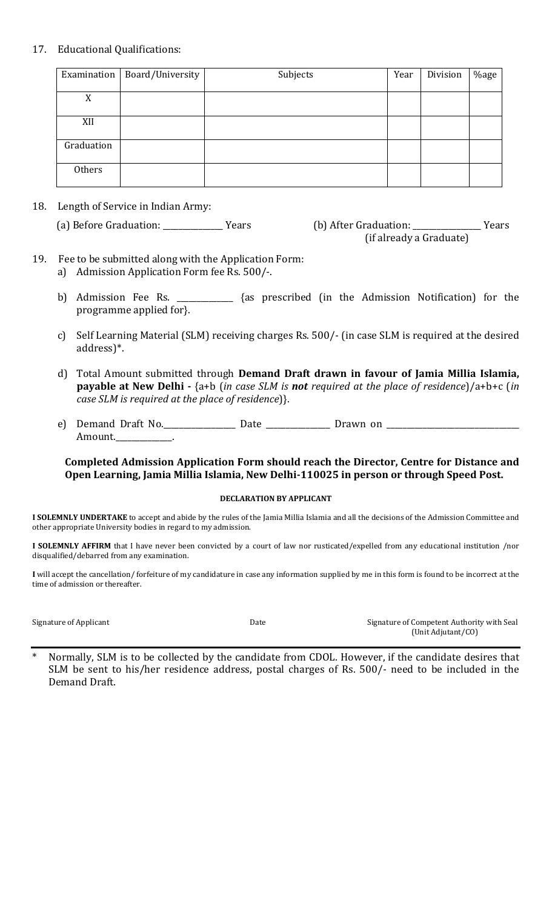17. Educational Qualifications:

| Examination | Board/University | Subjects | Year | Division | %age |
|---|---|---|---|---|---|
| X | | | | | |
| XII | | | | | |
| Graduation | | | | | |
| Others | | | | | |

18. Length of Service in Indian Army:

    (a) Before Graduation: _______________ Years    (b) After Graduation: _________________ Years (if already a Graduate)

19. Fee to be submitted along with the Application Form:
    a) Admission Application Form fee Rs. 500/-.
    b) Admission Fee Rs. ______________ {as prescribed (in the Admission Notification) for the programme applied for}.
    c) Self Learning Material (SLM) receiving charges Rs. 500/- (in case SLM is required at the desired address)*.
    d) Total Amount submitted through **Demand Draft drawn in favour of Jamia Millia Islamia, payable at New Delhi -** {a+b (*in case SLM is **not** required at the place of residence*)/a+b+c (*in case SLM is required at the place of residence*)}.
    e) Demand Draft No.__________________ Date ________________ Drawn on __________________________________ Amount.______________.

**Completed Admission Application Form should reach the Director, Centre for Distance and Open Learning, Jamia Millia Islamia, New Delhi-110025 in person or through Speed Post.**

**DECLARATION BY APPLICANT**

**I SOLEMNLY UNDERTAKE** to accept and abide by the rules of the Jamia Millia Islamia and all the decisions of the Admission Committee and other appropriate University bodies in regard to my admission.

**I SOLEMNLY AFFIRM** that I have never been convicted by a court of law nor rusticated/expelled from any educational institution /nor disqualified/debarred from any examination.

**I** will accept the cancellation/ forfeiture of my candidature in case any information supplied by me in this form is found to be incorrect at the time of admission or thereafter.

Signature of Applicant    Date    Signature of Competent Authority with Seal (Unit Adjutant/CO)

\* Normally, SLM is to be collected by the candidate from CDOL. However, if the candidate desires that SLM be sent to his/her residence address, postal charges of Rs. 500/- need to be included in the Demand Draft.